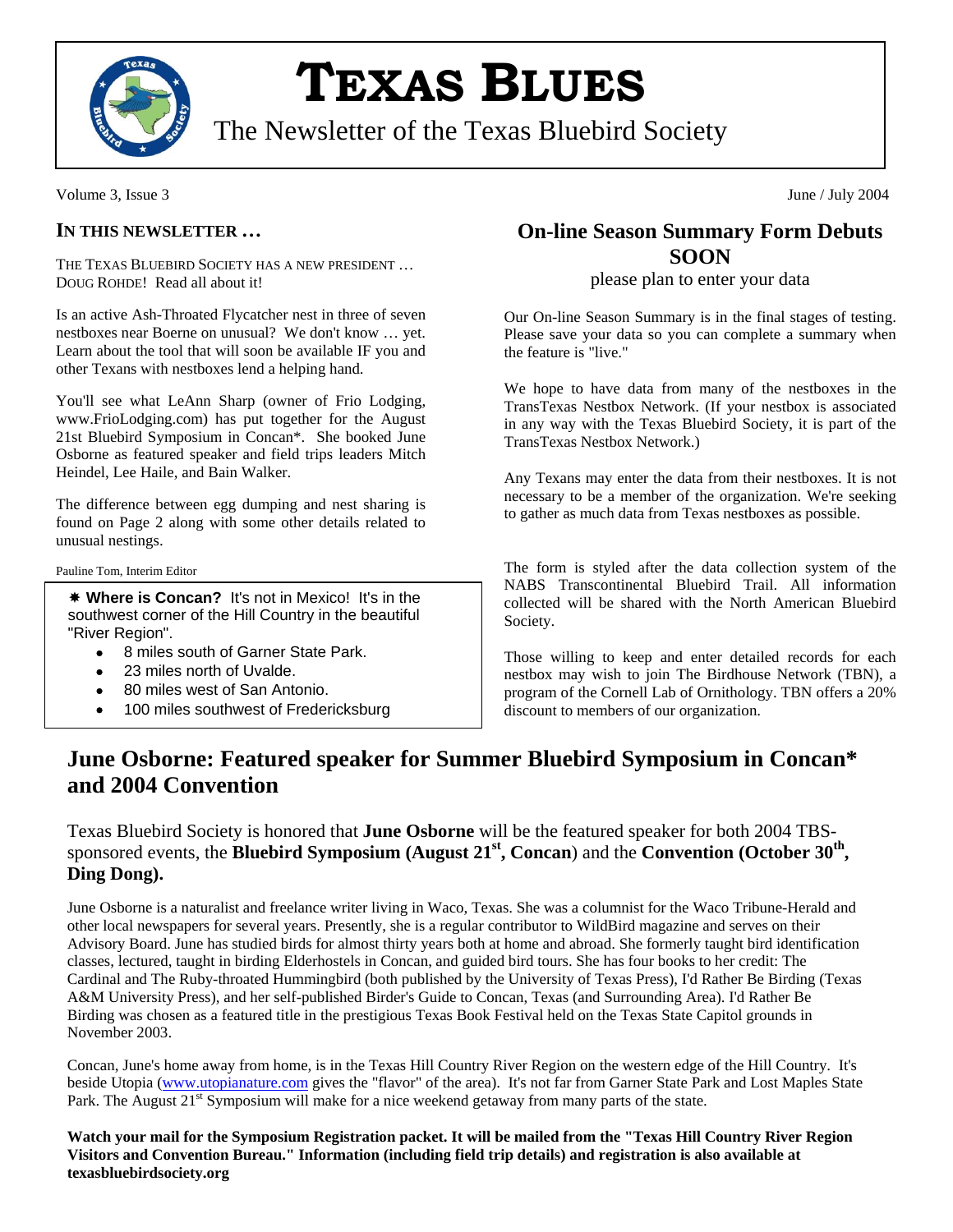# TEXAS BLUES

The Newsletter of the Texas Bluebird Society

Volume 3, Issue 3

June / July 2004

## IN THIS NEWSLETTER …

THE TEXAS BLUEBIRD SOCIETY HAS A NEW PRESIDENT … DOUG ROHDE! Read all about it!

Is an active Ash-Throated Flycatcher nest in three of seven nestboxes near Boerne on unusual? We don't know … yet. Learn about the tool that will soon be available IF you and other Texans with nestboxes lend a helping hand.

You'll see what LeAnn Sharp (owner of Frio Lodging, www.FrioLodging.com) has put together for the August 21st Bluebird Symposium in Concan*. She booked June Osborne as featured speaker and field trips leaders Mitch Heindel, Lee Haile, and Bain Walker.

The difference between egg dumping and nest sharing is found on Page 2 along with some other details related to unusual nestings.

Pauline Tom, Interim Editor

> ✷ **Where is Concan?** It's not in Mexico! It's in the southwest corner of the Hill Country in the beautiful "River Region".
>
> - 8 miles south of Garner State Park.
> - 23 miles north of Uvalde.
> - 80 miles west of San Antonio.
> - 100 miles southwest of Fredericksburg

## On-line Season Summary Form Debuts SOON

please plan to enter your data

Our On-line Season Summary is in the final stages of testing. Please save your data so you can complete a summary when the feature is "live."

We hope to have data from many of the nestboxes in the TransTexas Nestbox Network. (If your nestbox is associated in any way with the Texas Bluebird Society, it is part of the TransTexas Nestbox Network.)

Any Texans may enter the data from their nestboxes. It is not necessary to be a member of the organization. We're seeking to gather as much data from Texas nestboxes as possible.

The form is styled after the data collection system of the NABS Transcontinental Bluebird Trail. All information collected will be shared with the North American Bluebird Society.

Those willing to keep and enter detailed records for each nestbox may wish to join The Birdhouse Network (TBN), a program of the Cornell Lab of Ornithology. TBN offers a 20% discount to members of our organization.

## June Osborne: Featured speaker for Summer Bluebird Symposium in Concan* and 2004 Convention

Texas Bluebird Society is honored that **June Osborne** will be the featured speaker for both 2004 TBS-sponsored events, the **Bluebird Symposium (August 21st, Concan**) and the **Convention (October 30th, Ding Dong).**

June Osborne is a naturalist and freelance writer living in Waco, Texas. She was a columnist for the Waco Tribune-Herald and other local newspapers for several years. Presently, she is a regular contributor to WildBird magazine and serves on their Advisory Board. June has studied birds for almost thirty years both at home and abroad. She formerly taught bird identification classes, lectured, taught in birding Elderhostels in Concan, and guided bird tours. She has four books to her credit: The Cardinal and The Ruby-throated Hummingbird (both published by the University of Texas Press), I'd Rather Be Birding (Texas A&M University Press), and her self-published Birder's Guide to Concan, Texas (and Surrounding Area). I'd Rather Be Birding was chosen as a featured title in the prestigious Texas Book Festival held on the Texas State Capitol grounds in November 2003.

Concan, June's home away from home, is in the Texas Hill Country River Region on the western edge of the Hill Country. It's beside Utopia (www.utopianature.com gives the "flavor" of the area). It's not far from Garner State Park and Lost Maples State Park. The August 21st Symposium will make for a nice weekend getaway from many parts of the state.

**Watch your mail for the Symposium Registration packet. It will be mailed from the "Texas Hill Country River Region Visitors and Convention Bureau." Information (including field trip details) and registration is also available at texasbluebirdsociety.org**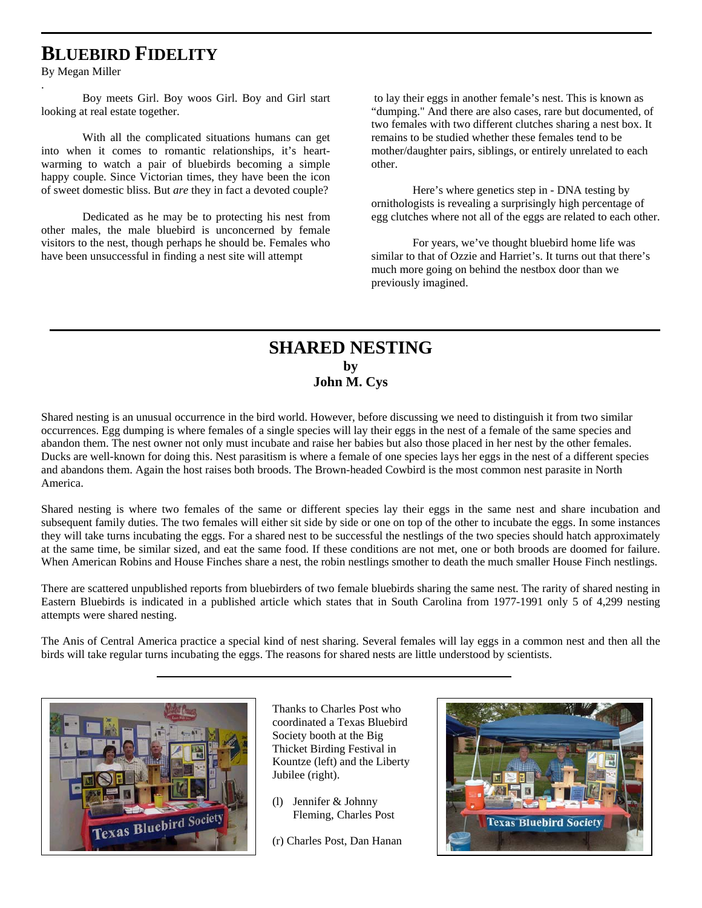## BLUEBIRD FIDELITY

By Megan Miller

Boy meets Girl. Boy woos Girl. Boy and Girl start looking at real estate together.

With all the complicated situations humans can get into when it comes to romantic relationships, it's heart-warming to watch a pair of bluebirds becoming a simple happy couple. Since Victorian times, they have been the icon of sweet domestic bliss. But *are* they in fact a devoted couple?

Dedicated as he may be to protecting his nest from other males, the male bluebird is unconcerned by female visitors to the nest, though perhaps he should be. Females who have been unsuccessful in finding a nest site will attempt to lay their eggs in another female's nest. This is known as "dumping." And there are also cases, rare but documented, of two females with two different clutches sharing a nest box. It remains to be studied whether these females tend to be mother/daughter pairs, siblings, or entirely unrelated to each other.

Here's where genetics step in - DNA testing by ornithologists is revealing a surprisingly high percentage of egg clutches where not all of the eggs are related to each other.

For years, we've thought bluebird home life was similar to that of Ozzie and Harriet's. It turns out that there's much more going on behind the nestbox door than we previously imagined.

## SHARED NESTING

**by**

**John M. Cys**

Shared nesting is an unusual occurrence in the bird world. However, before discussing we need to distinguish it from two similar occurrences. Egg dumping is where females of a single species will lay their eggs in the nest of a female of the same species and abandon them. The nest owner not only must incubate and raise her babies but also those placed in her nest by the other females. Ducks are well-known for doing this. Nest parasitism is where a female of one species lays her eggs in the nest of a different species and abandons them. Again the host raises both broods. The Brown-headed Cowbird is the most common nest parasite in North America.

Shared nesting is where two females of the same or different species lay their eggs in the same nest and share incubation and subsequent family duties. The two females will either sit side by side or one on top of the other to incubate the eggs. In some instances they will take turns incubating the eggs. For a shared nest to be successful the nestlings of the two species should hatch approximately at the same time, be similar sized, and eat the same food. If these conditions are not met, one or both broods are doomed for failure. When American Robins and House Finches share a nest, the robin nestlings smother to death the much smaller House Finch nestlings.

There are scattered unpublished reports from bluebirders of two female bluebirds sharing the same nest. The rarity of shared nesting in Eastern Bluebirds is indicated in a published article which states that in South Carolina from 1977-1991 only 5 of 4,299 nesting attempts were shared nesting.

The Anis of Central America practice a special kind of nest sharing. Several females will lay eggs in a common nest and then all the birds will take regular turns incubating the eggs. The reasons for shared nests are little understood by scientists.

---

Thanks to Charles Post who coordinated a Texas Bluebird Society booth at the Big Thicket Birding Festival in Kountze (left) and the Liberty Jubilee (right).

(l) Jennifer & Johnny Fleming, Charles Post

(r) Charles Post, Dan Hanan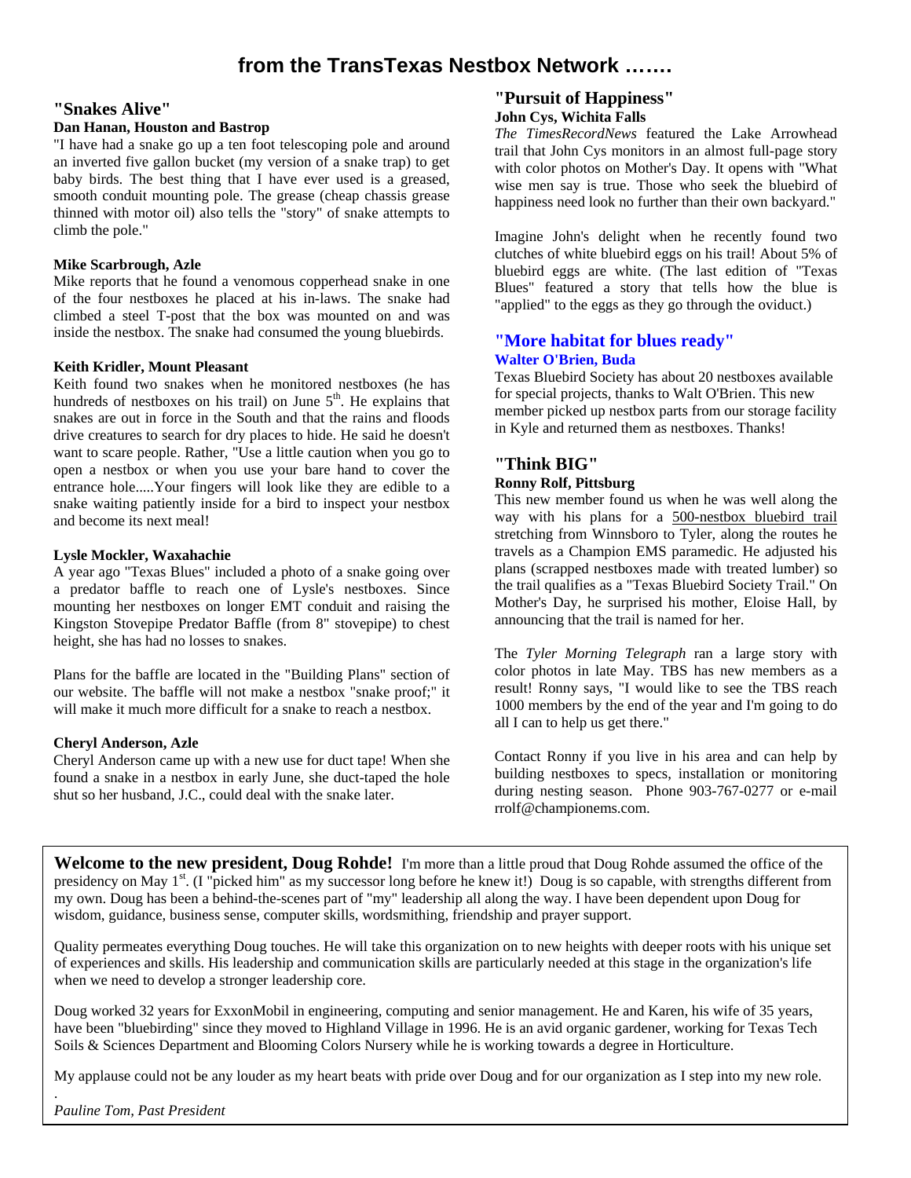# from the TransTexas Nestbox Network .......

## "Snakes Alive"

**Dan Hanan, Houston and Bastrop**

"I have had a snake go up a ten foot telescoping pole and around an inverted five gallon bucket (my version of a snake trap) to get baby birds. The best thing that I have ever used is a greased, smooth conduit mounting pole. The grease (cheap chassis grease thinned with motor oil) also tells the "story" of snake attempts to climb the pole."

**Mike Scarbrough, Azle**

Mike reports that he found a venomous copperhead snake in one of the four nestboxes he placed at his in-laws. The snake had climbed a steel T-post that the box was mounted on and was inside the nestbox. The snake had consumed the young bluebirds.

**Keith Kridler, Mount Pleasant**

Keith found two snakes when he monitored nestboxes (he has hundreds of nestboxes on his trail) on June 5th. He explains that snakes are out in force in the South and that the rains and floods drive creatures to search for dry places to hide. He said he doesn't want to scare people. Rather, "Use a little caution when you go to open a nestbox or when you use your bare hand to cover the entrance hole.....Your fingers will look like they are edible to a snake waiting patiently inside for a bird to inspect your nestbox and become its next meal!

**Lysle Mockler, Waxahachie**

A year ago "Texas Blues" included a photo of a snake going over a predator baffle to reach one of Lysle's nestboxes. Since mounting her nestboxes on longer EMT conduit and raising the Kingston Stovepipe Predator Baffle (from 8" stovepipe) to chest height, she has had no losses to snakes.

Plans for the baffle are located in the "Building Plans" section of our website. The baffle will not make a nestbox "snake proof;" it will make it much more difficult for a snake to reach a nestbox.

**Cheryl Anderson, Azle**

Cheryl Anderson came up with a new use for duct tape! When she found a snake in a nestbox in early June, she duct-taped the hole shut so her husband, J.C., could deal with the snake later.

## "Pursuit of Happiness"

**John Cys, Wichita Falls**

*The TimesRecordNews* featured the Lake Arrowhead trail that John Cys monitors in an almost full-page story with color photos on Mother's Day. It opens with "What wise men say is true. Those who seek the bluebird of happiness need look no further than their own backyard."

Imagine John's delight when he recently found two clutches of white bluebird eggs on his trail! About 5% of bluebird eggs are white. (The last edition of "Texas Blues" featured a story that tells how the blue is "applied" to the eggs as they go through the oviduct.)

## "More habitat for blues ready"

**Walter O'Brien, Buda**

Texas Bluebird Society has about 20 nestboxes available for special projects, thanks to Walt O'Brien. This new member picked up nestbox parts from our storage facility in Kyle and returned them as nestboxes. Thanks!

## "Think BIG"

**Ronny Rolf, Pittsburg**

This new member found us when he was well along the way with his plans for a 500-nestbox bluebird trail stretching from Winnsboro to Tyler, along the routes he travels as a Champion EMS paramedic. He adjusted his plans (scrapped nestboxes made with treated lumber) so the trail qualifies as a "Texas Bluebird Society Trail." On Mother's Day, he surprised his mother, Eloise Hall, by announcing that the trail is named for her.

The *Tyler Morning Telegraph* ran a large story with color photos in late May. TBS has new members as a result! Ronny says, "I would like to see the TBS reach 1000 members by the end of the year and I'm going to do all I can to help us get there."

Contact Ronny if you live in his area and can help by building nestboxes to specs, installation or monitoring during nesting season. Phone 903-767-0277 or e-mail rrolf@championems.com.

**Welcome to the new president, Doug Rohde!** I'm more than a little proud that Doug Rohde assumed the office of the presidency on May 1st. (I "picked him" as my successor long before he knew it!) Doug is so capable, with strengths different from my own. Doug has been a behind-the-scenes part of "my" leadership all along the way. I have been dependent upon Doug for wisdom, guidance, business sense, computer skills, wordsmithing, friendship and prayer support.

Quality permeates everything Doug touches. He will take this organization on to new heights with deeper roots with his unique set of experiences and skills. His leadership and communication skills are particularly needed at this stage in the organization's life when we need to develop a stronger leadership core.

Doug worked 32 years for ExxonMobil in engineering, computing and senior management. He and Karen, his wife of 35 years, have been "bluebirding" since they moved to Highland Village in 1996. He is an avid organic gardener, working for Texas Tech Soils & Sciences Department and Blooming Colors Nursery while he is working towards a degree in Horticulture.

My applause could not be any louder as my heart beats with pride over Doug and for our organization as I step into my new role.

*Pauline Tom, Past President*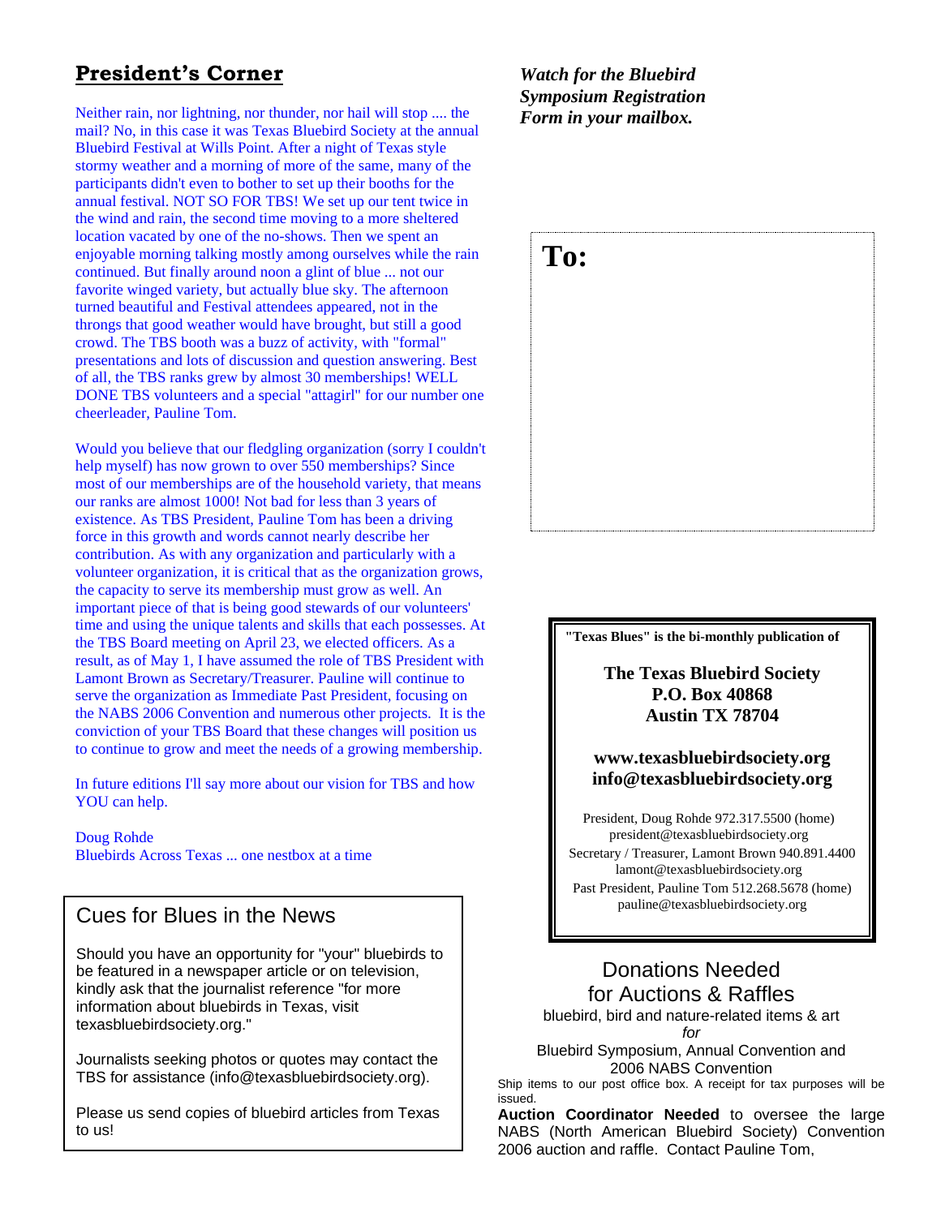## President's Corner

Neither rain, nor lightning, nor thunder, nor hail will stop .... the mail? No, in this case it was Texas Bluebird Society at the annual Bluebird Festival at Wills Point. After a night of Texas style stormy weather and a morning of more of the same, many of the participants didn't even to bother to set up their booths for the annual festival. NOT SO FOR TBS! We set up our tent twice in the wind and rain, the second time moving to a more sheltered location vacated by one of the no-shows. Then we spent an enjoyable morning talking mostly among ourselves while the rain continued. But finally around noon a glint of blue ... not our favorite winged variety, but actually blue sky. The afternoon turned beautiful and Festival attendees appeared, not in the throngs that good weather would have brought, but still a good crowd. The TBS booth was a buzz of activity, with "formal" presentations and lots of discussion and question answering. Best of all, the TBS ranks grew by almost 30 memberships! WELL DONE TBS volunteers and a special "attagirl" for our number one cheerleader, Pauline Tom.

Would you believe that our fledgling organization (sorry I couldn't help myself) has now grown to over 550 memberships? Since most of our memberships are of the household variety, that means our ranks are almost 1000! Not bad for less than 3 years of existence. As TBS President, Pauline Tom has been a driving force in this growth and words cannot nearly describe her contribution. As with any organization and particularly with a volunteer organization, it is critical that as the organization grows, the capacity to serve its membership must grow as well. An important piece of that is being good stewards of our volunteers' time and using the unique talents and skills that each possesses. At the TBS Board meeting on April 23, we elected officers. As a result, as of May 1, I have assumed the role of TBS President with Lamont Brown as Secretary/Treasurer. Pauline will continue to serve the organization as Immediate Past President, focusing on the NABS 2006 Convention and numerous other projects. It is the conviction of your TBS Board that these changes will position us to continue to grow and meet the needs of a growing membership.

In future editions I'll say more about our vision for TBS and how YOU can help.

Doug Rohde
Bluebirds Across Texas ... one nestbox at a time

### Cues for Blues in the News

Should you have an opportunity for "your" bluebirds to be featured in a newspaper article or on television, kindly ask that the journalist reference "for more information about bluebirds in Texas, visit texasbluebirdsociety.org."

Journalists seeking photos or quotes may contact the TBS for assistance (info@texasbluebirdsociety.org).

Please us send copies of bluebird articles from Texas to us!

***Watch for the Bluebird Symposium Registration Form in your mailbox.***

**To:**

**"Texas Blues" is the bi-monthly publication of**

**The Texas Bluebird Society**
**P.O. Box 40868**
**Austin TX 78704**

**www.texasbluebirdsociety.org**
**info@texasbluebirdsociety.org**

President, Doug Rohde 972.317.5500 (home)
president@texasbluebirdsociety.org
Secretary / Treasurer, Lamont Brown 940.891.4400
lamont@texasbluebirdsociety.org
Past President, Pauline Tom 512.268.5678 (home)
pauline@texasbluebirdsociety.org

### Donations Needed for Auctions & Raffles

bluebird, bird and nature-related items & art
*for*
Bluebird Symposium, Annual Convention and 2006 NABS Convention

Ship items to our post office box. A receipt for tax purposes will be issued.

**Auction Coordinator Needed** to oversee the large NABS (North American Bluebird Society) Convention 2006 auction and raffle. Contact Pauline Tom,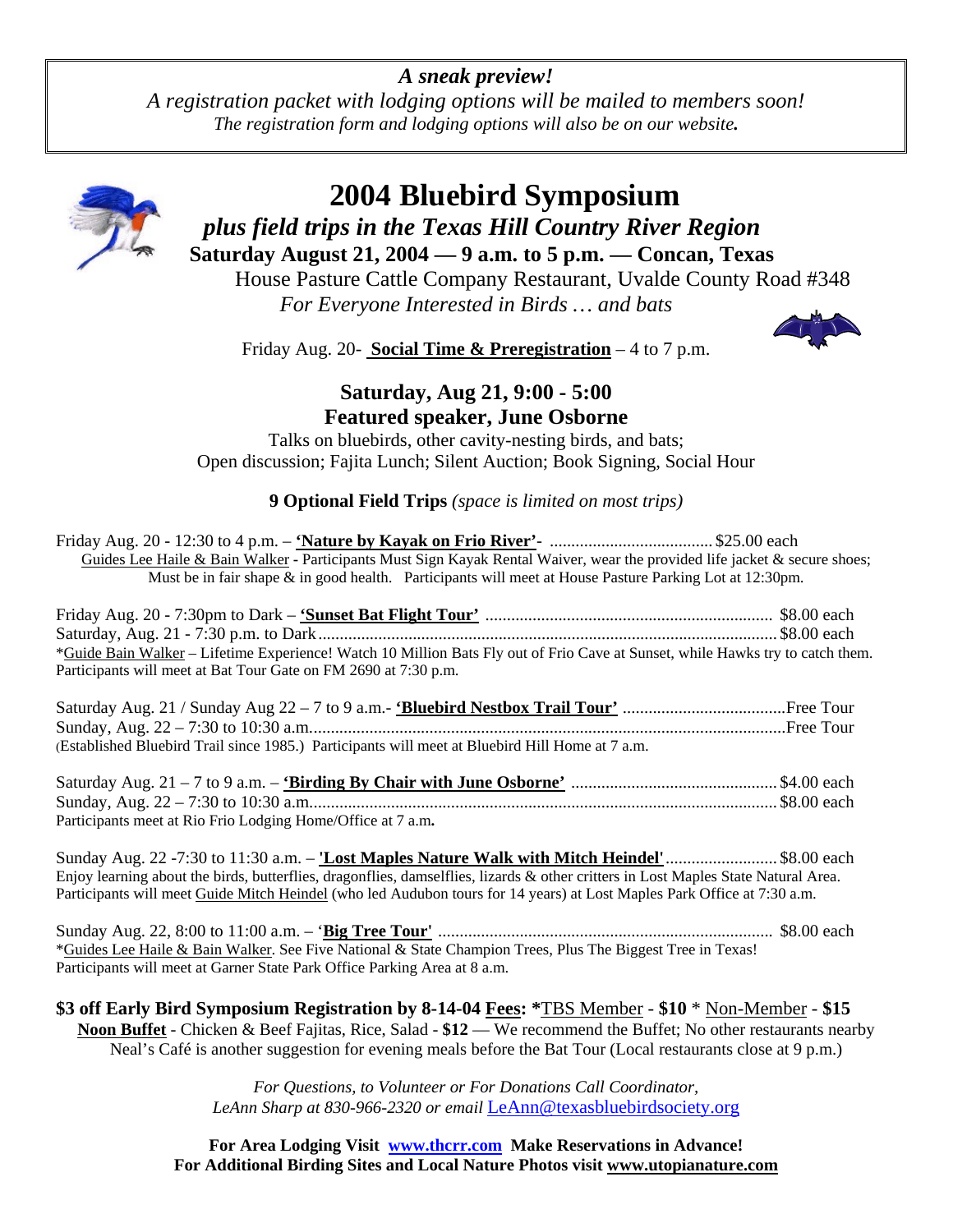*A sneak preview!*

*A registration packet with lodging options will be mailed to members soon!*

*The registration form and lodging options will also be on our website.*

# 2004 Bluebird Symposium

## *plus field trips in the Texas Hill Country River Region*

**Saturday August 21, 2004 — 9 a.m. to 5 p.m. — Concan, Texas**

House Pasture Cattle Company Restaurant, Uvalde County Road #348

*For Everyone Interested in Birds … and bats*

Friday Aug. 20- **Social Time & Preregistration** – 4 to 7 p.m.

### Saturday, Aug 21, 9:00 - 5:00
### Featured speaker, June Osborne

Talks on bluebirds, other cavity-nesting birds, and bats;
Open discussion; Fajita Lunch; Silent Auction; Book Signing, Social Hour

**9 Optional Field Trips** *(space is limited on most trips)*

Friday Aug. 20 - 12:30 to 4 p.m. – **'Nature by Kayak on Frio River'**- ...................................... $25.00 each
Guides Lee Haile & Bain Walker - Participants Must Sign Kayak Rental Waiver, wear the provided life jacket & secure shoes; Must be in fair shape & in good health. Participants will meet at House Pasture Parking Lot at 12:30pm.

Friday Aug. 20 - 7:30pm to Dark – **'Sunset Bat Flight Tour'** ....................................................... $8.00 each
Saturday, Aug. 21 - 7:30 p.m. to Dark ......................................................................................... $8.00 each
*Guide Bain Walker – Lifetime Experience! Watch 10 Million Bats Fly out of Frio Cave at Sunset, while Hawks try to catch them. Participants will meet at Bat Tour Gate on FM 2690 at 7:30 p.m.

Saturday Aug. 21 / Sunday Aug 22 – 7 to 9 a.m.- **'Bluebird Nestbox Trail Tour'** ......................................Free Tour
Sunday, Aug. 22 – 7:30 to 10:30 a.m. ...............................................................................................Free Tour
(Established Bluebird Trail since 1985.) Participants will meet at Bluebird Hill Home at 7 a.m.

Saturday Aug. 21 – 7 to 9 a.m. – **'Birding By Chair with June Osborne'** ............................................... $4.00 each
Sunday, Aug. 22 – 7:30 to 10:30 a.m. ............................................................................................... $8.00 each
Participants meet at Rio Frio Lodging Home/Office at 7 a.m.

Sunday Aug. 22 -7:30 to 11:30 a.m. – **'Lost Maples Nature Walk with Mitch Heindel'** .......................... $8.00 each
Enjoy learning about the birds, butterflies, dragonflies, damselflies, lizards & other critters in Lost Maples State Natural Area. Participants will meet Guide Mitch Heindel (who led Audubon tours for 14 years) at Lost Maples Park Office at 7:30 a.m.

Sunday Aug. 22, 8:00 to 11:00 a.m. – **'Big Tree Tour'** ............................................................................ $8.00 each
*Guides Lee Haile & Bain Walker. See Five National & State Champion Trees, Plus The Biggest Tree in Texas! Participants will meet at Garner State Park Office Parking Area at 8 a.m.

**$3 off Early Bird Symposium Registration by 8-14-04 Fees: ***TBS Member - **$10** * Non-Member - **$15**
**Noon Buffet** - Chicken & Beef Fajitas, Rice, Salad - **$12** — We recommend the Buffet; No other restaurants nearby
Neal's Café is another suggestion for evening meals before the Bat Tour (Local restaurants close at 9 p.m.)

*For Questions, to Volunteer or For Donations Call Coordinator,*
*LeAnn Sharp at 830-966-2320 or email* LeAnn@texasbluebirdsociety.org

**For Area Lodging Visit www.thcrr.com Make Reservations in Advance!**
**For Additional Birding Sites and Local Nature Photos visit www.utopianature.com**